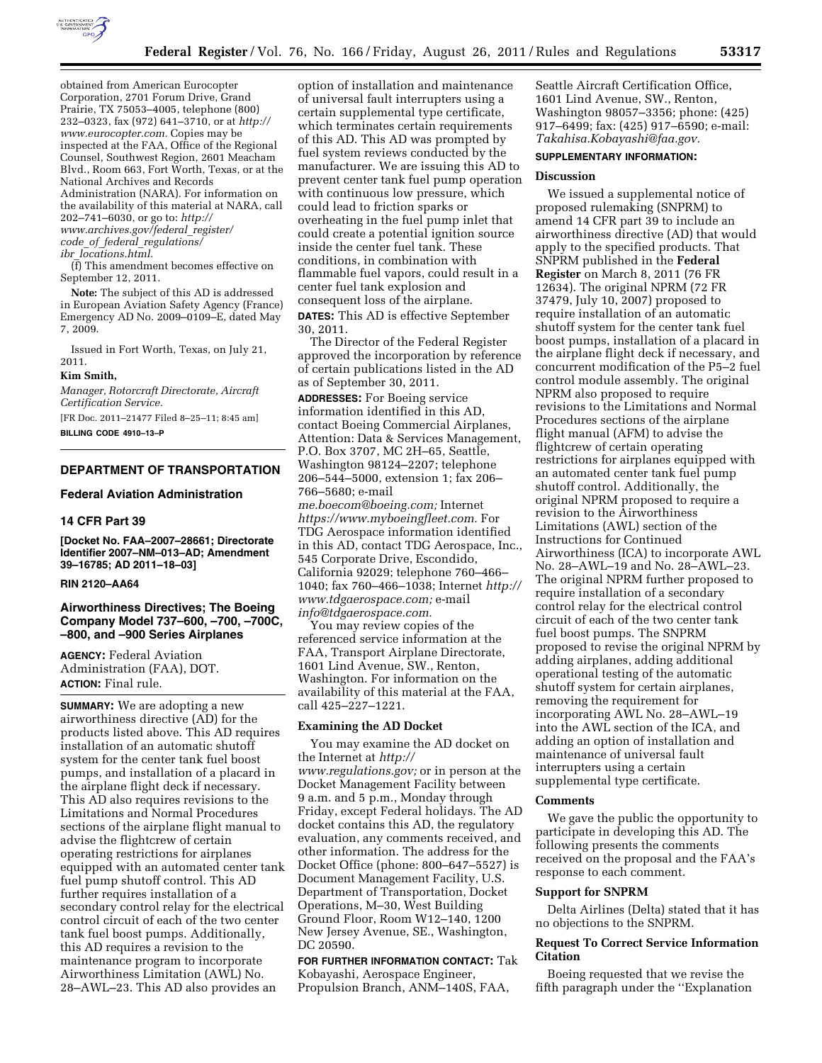obtained from American Eurocopter Corporation, 2701 Forum Drive, Grand Prairie, TX 75053–4005, telephone (800) 232–0323, fax (972) 641–3710, or at *http://www.eurocopter.com.* Copies may be inspected at the FAA, Office of the Regional Counsel, Southwest Region, 2601 Meacham Blvd., Room 663, Fort Worth, Texas, or at the National Archives and Records Administration (NARA). For information on the availability of this material at NARA, call 202–741–6030, or go to: *http://www.archives.gov/federal_register/code_of_federal_regulations/ibr_locations.html.*

(f) This amendment becomes effective on September 12, 2011.

**Note:** The subject of this AD is addressed in European Aviation Safety Agency (France) Emergency AD No. 2009–0109–E, dated May 7, 2009.

Issued in Fort Worth, Texas, on July 21, 2011.

**Kim Smith,**

*Manager, Rotorcraft Directorate, Aircraft Certification Service.*

[FR Doc. 2011–21477 Filed 8–25–11; 8:45 am]

**BILLING CODE 4910–13–P**

## DEPARTMENT OF TRANSPORTATION

### Federal Aviation Administration

### 14 CFR Part 39

**[Docket No. FAA–2007–28661; Directorate Identifier 2007–NM–013–AD; Amendment 39–16785; AD 2011–18–03]**

**RIN 2120–AA64**

### Airworthiness Directives; The Boeing Company Model 737–600, –700, –700C, –800, and –900 Series Airplanes

**AGENCY:** Federal Aviation Administration (FAA), DOT.

**ACTION:** Final rule.

**SUMMARY:** We are adopting a new airworthiness directive (AD) for the products listed above. This AD requires installation of an automatic shutoff system for the center tank fuel boost pumps, and installation of a placard in the airplane flight deck if necessary. This AD also requires revisions to the Limitations and Normal Procedures sections of the airplane flight manual to advise the flightcrew of certain operating restrictions for airplanes equipped with an automated center tank fuel pump shutoff control. This AD further requires installation of a secondary control relay for the electrical control circuit of each of the two center tank fuel boost pumps. Additionally, this AD requires a revision to the maintenance program to incorporate Airworthiness Limitation (AWL) No. 28–AWL–23. This AD also provides an option of installation and maintenance of universal fault interrupters using a certain supplemental type certificate, which terminates certain requirements of this AD. This AD was prompted by fuel system reviews conducted by the manufacturer. We are issuing this AD to prevent center tank fuel pump operation with continuous low pressure, which could lead to friction sparks or overheating in the fuel pump inlet that could create a potential ignition source inside the center fuel tank. These conditions, in combination with flammable fuel vapors, could result in a center fuel tank explosion and consequent loss of the airplane.

**DATES:** This AD is effective September 30, 2011.

The Director of the Federal Register approved the incorporation by reference of certain publications listed in the AD as of September 30, 2011.

**ADDRESSES:** For Boeing service information identified in this AD, contact Boeing Commercial Airplanes, Attention: Data & Services Management, P.O. Box 3707, MC 2H–65, Seattle, Washington 98124–2207; telephone 206–544–5000, extension 1; fax 206–766–5680; e-mail *me.boecom@boeing.com;* Internet *https://www.myboeingfleet.com.* For TDG Aerospace information identified in this AD, contact TDG Aerospace, Inc., 545 Corporate Drive, Escondido, California 92029; telephone 760–466–1040; fax 760–466–1038; Internet *http://www.tdgaerospace.com;* e-mail *info@tdgaerospace.com.*

You may review copies of the referenced service information at the FAA, Transport Airplane Directorate, 1601 Lind Avenue, SW., Renton, Washington. For information on the availability of this material at the FAA, call 425–227–1221.

**Examining the AD Docket**

You may examine the AD docket on the Internet at *http://www.regulations.gov;* or in person at the Docket Management Facility between 9 a.m. and 5 p.m., Monday through Friday, except Federal holidays. The AD docket contains this AD, the regulatory evaluation, any comments received, and other information. The address for the Docket Office (phone: 800–647–5527) is Document Management Facility, U.S. Department of Transportation, Docket Operations, M–30, West Building Ground Floor, Room W12–140, 1200 New Jersey Avenue, SE., Washington, DC 20590.

**FOR FURTHER INFORMATION CONTACT:** Tak Kobayashi, Aerospace Engineer, Propulsion Branch, ANM–140S, FAA, Seattle Aircraft Certification Office, 1601 Lind Avenue, SW., Renton, Washington 98057–3356; phone: (425) 917–6499; fax: (425) 917–6590; e-mail: *Takahisa.Kobayashi@faa.gov.*

**SUPPLEMENTARY INFORMATION:**

**Discussion**

We issued a supplemental notice of proposed rulemaking (SNPRM) to amend 14 CFR part 39 to include an airworthiness directive (AD) that would apply to the specified products. That SNPRM published in the **Federal Register** on March 8, 2011 (76 FR 12634). The original NPRM (72 FR 37479, July 10, 2007) proposed to require installation of an automatic shutoff system for the center tank fuel boost pumps, installation of a placard in the airplane flight deck if necessary, and concurrent modification of the P5–2 fuel control module assembly. The original NPRM also proposed to require revisions to the Limitations and Normal Procedures sections of the airplane flight manual (AFM) to advise the flightcrew of certain operating restrictions for airplanes equipped with an automated center tank fuel pump shutoff control. Additionally, the original NPRM proposed to require a revision to the Airworthiness Limitations (AWL) section of the Instructions for Continued Airworthiness (ICA) to incorporate AWL No. 28–AWL–19 and No. 28–AWL–23. The original NPRM further proposed to require installation of a secondary control relay for the electrical control circuit of each of the two center tank fuel boost pumps. The SNPRM proposed to revise the original NPRM by adding airplanes, adding additional operational testing of the automatic shutoff system for certain airplanes, removing the requirement for incorporating AWL No. 28–AWL–19 into the AWL section of the ICA, and adding an option of installation and maintenance of universal fault interrupters using a certain supplemental type certificate.

**Comments**

We gave the public the opportunity to participate in developing this AD. The following presents the comments received on the proposal and the FAA's response to each comment.

**Support for SNPRM**

Delta Airlines (Delta) stated that it has no objections to the SNPRM.

**Request To Correct Service Information Citation**

Boeing requested that we revise the fifth paragraph under the ''Explanation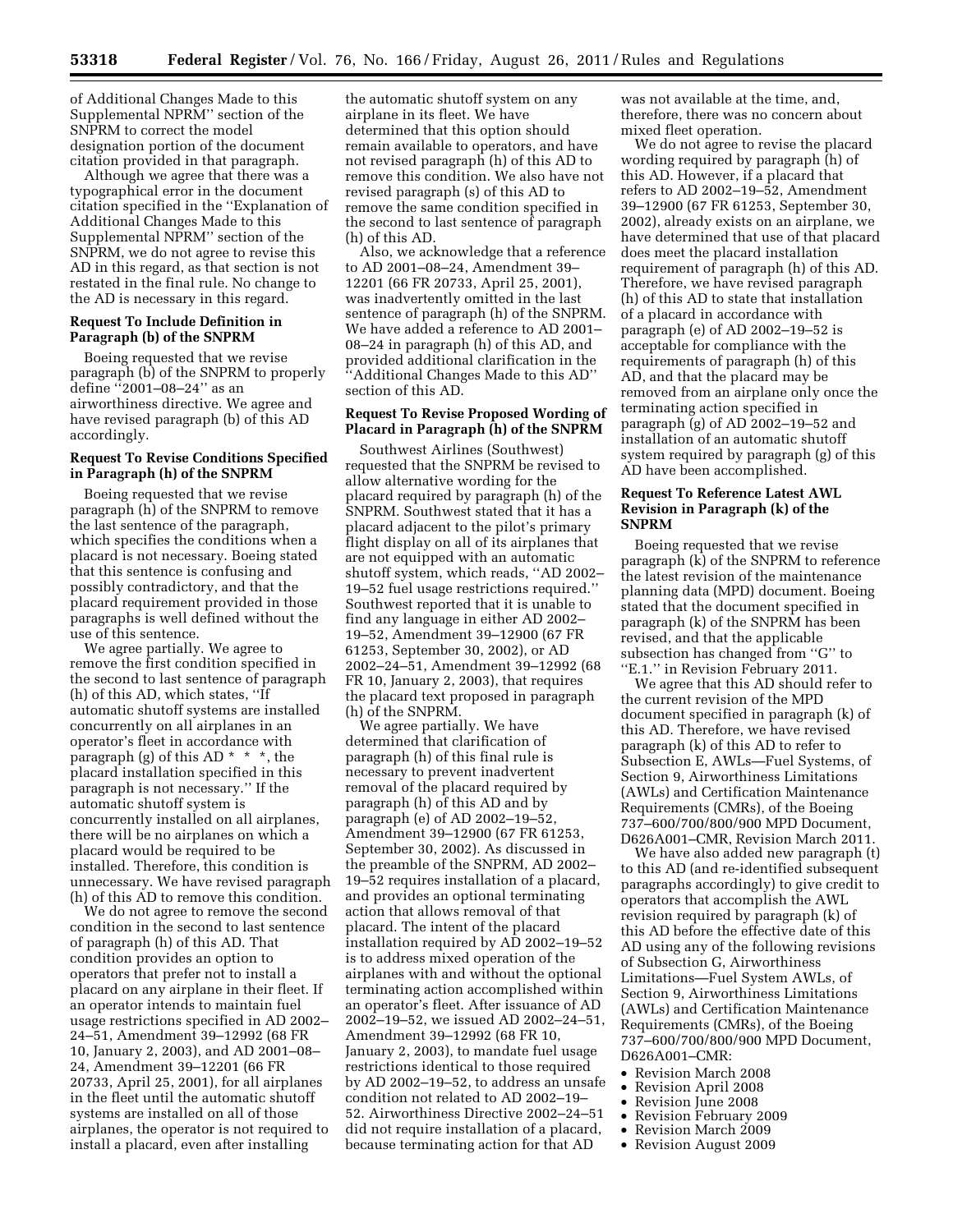of Additional Changes Made to this Supplemental NPRM'' section of the SNPRM to correct the model designation portion of the document citation provided in that paragraph.

Although we agree that there was a typographical error in the document citation specified in the ''Explanation of Additional Changes Made to this Supplemental NPRM'' section of the SNPRM, we do not agree to revise this AD in this regard, as that section is not restated in the final rule. No change to the AD is necessary in this regard.

**Request To Include Definition in Paragraph (b) of the SNPRM**

Boeing requested that we revise paragraph (b) of the SNPRM to properly define ''2001–08–24'' as an airworthiness directive. We agree and have revised paragraph (b) of this AD accordingly.

**Request To Revise Conditions Specified in Paragraph (h) of the SNPRM**

Boeing requested that we revise paragraph (h) of the SNPRM to remove the last sentence of the paragraph, which specifies the conditions when a placard is not necessary. Boeing stated that this sentence is confusing and possibly contradictory, and that the placard requirement provided in those paragraphs is well defined without the use of this sentence.

We agree partially. We agree to remove the first condition specified in the second to last sentence of paragraph (h) of this AD, which states, ''If automatic shutoff systems are installed concurrently on all airplanes in an operator's fleet in accordance with paragraph (g) of this AD * * *, the placard installation specified in this paragraph is not necessary.'' If the automatic shutoff system is concurrently installed on all airplanes, there will be no airplanes on which a placard would be required to be installed. Therefore, this condition is unnecessary. We have revised paragraph (h) of this AD to remove this condition.

We do not agree to remove the second condition in the second to last sentence of paragraph (h) of this AD. That condition provides an option to operators that prefer not to install a placard on any airplane in their fleet. If an operator intends to maintain fuel usage restrictions specified in AD 2002–24–51, Amendment 39–12992 (68 FR 10, January 2, 2003), and AD 2001–08–24, Amendment 39–12201 (66 FR 20733, April 25, 2001), for all airplanes in the fleet until the automatic shutoff systems are installed on all of those airplanes, the operator is not required to install a placard, even after installing the automatic shutoff system on any airplane in its fleet. We have determined that this option should remain available to operators, and have not revised paragraph (h) of this AD to remove this condition. We also have not revised paragraph (s) of this AD to remove the same condition specified in the second to last sentence of paragraph (h) of this AD.

Also, we acknowledge that a reference to AD 2001–08–24, Amendment 39–12201 (66 FR 20733, April 25, 2001), was inadvertently omitted in the last sentence of paragraph (h) of the SNPRM. We have added a reference to AD 2001–08–24 in paragraph (h) of this AD, and provided additional clarification in the ''Additional Changes Made to this AD'' section of this AD.

**Request To Revise Proposed Wording of Placard in Paragraph (h) of the SNPRM**

Southwest Airlines (Southwest) requested that the SNPRM be revised to allow alternative wording for the placard required by paragraph (h) of the SNPRM. Southwest stated that it has a placard adjacent to the pilot's primary flight display on all of its airplanes that are not equipped with an automatic shutoff system, which reads, ''AD 2002–19–52 fuel usage restrictions required.'' Southwest reported that it is unable to find any language in either AD 2002–19–52, Amendment 39–12900 (67 FR 61253, September 30, 2002), or AD 2002–24–51, Amendment 39–12992 (68 FR 10, January 2, 2003), that requires the placard text proposed in paragraph (h) of the SNPRM.

We agree partially. We have determined that clarification of paragraph (h) of this final rule is necessary to prevent inadvertent removal of the placard required by paragraph (h) of this AD and by paragraph (e) of AD 2002–19–52, Amendment 39–12900 (67 FR 61253, September 30, 2002). As discussed in the preamble of the SNPRM, AD 2002–19–52 requires installation of a placard, and provides an optional terminating action that allows removal of that placard. The intent of the placard installation required by AD 2002–19–52 is to address mixed operation of the airplanes with and without the optional terminating action accomplished within an operator's fleet. After issuance of AD 2002–19–52, we issued AD 2002–24–51, Amendment 39–12992 (68 FR 10, January 2, 2003), to mandate fuel usage restrictions identical to those required by AD 2002–19–52, to address an unsafe condition not related to AD 2002–19–52. Airworthiness Directive 2002–24–51 did not require installation of a placard, because terminating action for that AD was not available at the time, and, therefore, there was no concern about mixed fleet operation.

We do not agree to revise the placard wording required by paragraph (h) of this AD. However, if a placard that refers to AD 2002–19–52, Amendment 39–12900 (67 FR 61253, September 30, 2002), already exists on an airplane, we have determined that use of that placard does meet the placard installation requirement of paragraph (h) of this AD. Therefore, we have revised paragraph (h) of this AD to state that installation of a placard in accordance with paragraph (e) of AD 2002–19–52 is acceptable for compliance with the requirements of paragraph (h) of this AD, and that the placard may be removed from an airplane only once the terminating action specified in paragraph (g) of AD 2002–19–52 and installation of an automatic shutoff system required by paragraph (g) of this AD have been accomplished.

**Request To Reference Latest AWL Revision in Paragraph (k) of the SNPRM**

Boeing requested that we revise paragraph (k) of the SNPRM to reference the latest revision of the maintenance planning data (MPD) document. Boeing stated that the document specified in paragraph (k) of the SNPRM has been revised, and that the applicable subsection has changed from ''G'' to ''E.1.'' in Revision February 2011.

We agree that this AD should refer to the current revision of the MPD document specified in paragraph (k) of this AD. Therefore, we have revised paragraph (k) of this AD to refer to Subsection E, AWLs—Fuel Systems, of Section 9, Airworthiness Limitations (AWLs) and Certification Maintenance Requirements (CMRs), of the Boeing 737–600/700/800/900 MPD Document, D626A001–CMR, Revision March 2011.

We have also added new paragraph (t) to this AD (and re-identified subsequent paragraphs accordingly) to give credit to operators that accomplish the AWL revision required by paragraph (k) of this AD before the effective date of this AD using any of the following revisions of Subsection G, Airworthiness Limitations—Fuel System AWLs, of Section 9, Airworthiness Limitations (AWLs) and Certification Maintenance Requirements (CMRs), of the Boeing 737–600/700/800/900 MPD Document, D626A001–CMR:

- Revision March 2008
- Revision April 2008
- Revision June 2008
- Revision February 2009
- Revision March 2009
- Revision August 2009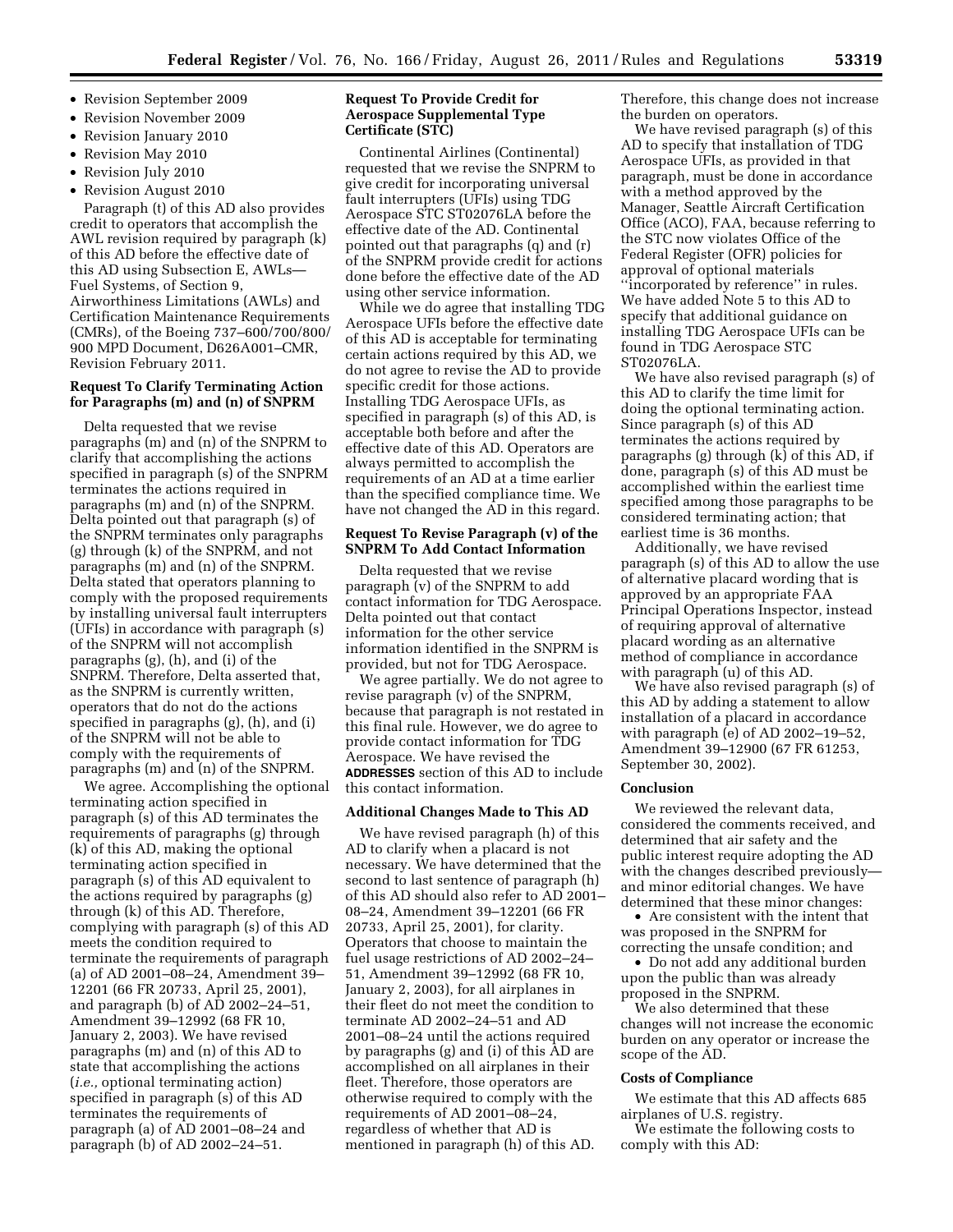- Revision September 2009
- Revision November 2009
- Revision January 2010
- Revision May 2010
- Revision July 2010
- Revision August 2010

Paragraph (t) of this AD also provides credit to operators that accomplish the AWL revision required by paragraph (k) of this AD before the effective date of this AD using Subsection E, AWLs—Fuel Systems, of Section 9, Airworthiness Limitations (AWLs) and Certification Maintenance Requirements (CMRs), of the Boeing 737–600/700/800/900 MPD Document, D626A001–CMR, Revision February 2011.

### Request To Clarify Terminating Action for Paragraphs (m) and (n) of SNPRM

Delta requested that we revise paragraphs (m) and (n) of the SNPRM to clarify that accomplishing the actions specified in paragraph (s) of the SNPRM terminates the actions required in paragraphs (m) and (n) of the SNPRM. Delta pointed out that paragraph (s) of the SNPRM terminates only paragraphs (g) through (k) of the SNPRM, and not paragraphs (m) and (n) of the SNPRM. Delta stated that operators planning to comply with the proposed requirements by installing universal fault interrupters (UFIs) in accordance with paragraph (s) of the SNPRM will not accomplish paragraphs (g), (h), and (i) of the SNPRM. Therefore, Delta asserted that, as the SNPRM is currently written, operators that do not do the actions specified in paragraphs (g), (h), and (i) of the SNPRM will not be able to comply with the requirements of paragraphs (m) and (n) of the SNPRM.

We agree. Accomplishing the optional terminating action specified in paragraph (s) of this AD terminates the requirements of paragraphs (g) through (k) of this AD, making the optional terminating action specified in paragraph (s) of this AD equivalent to the actions required by paragraphs (g) through (k) of this AD. Therefore, complying with paragraph (s) of this AD meets the condition required to terminate the requirements of paragraph (a) of AD 2001–08–24, Amendment 39–12201 (66 FR 20733, April 25, 2001), and paragraph (b) of AD 2002–24–51, Amendment 39–12992 (68 FR 10, January 2, 2003). We have revised paragraphs (m) and (n) of this AD to state that accomplishing the actions (*i.e.,* optional terminating action) specified in paragraph (s) of this AD terminates the requirements of paragraph (a) of AD 2001–08–24 and paragraph (b) of AD 2002–24–51.

### Request To Provide Credit for Aerospace Supplemental Type Certificate (STC)

Continental Airlines (Continental) requested that we revise the SNPRM to give credit for incorporating universal fault interrupters (UFIs) using TDG Aerospace STC ST02076LA before the effective date of the AD. Continental pointed out that paragraphs (q) and (r) of the SNPRM provide credit for actions done before the effective date of the AD using other service information.

While we do agree that installing TDG Aerospace UFIs before the effective date of this AD is acceptable for terminating certain actions required by this AD, we do not agree to revise the AD to provide specific credit for those actions. Installing TDG Aerospace UFIs, as specified in paragraph (s) of this AD, is acceptable both before and after the effective date of this AD. Operators are always permitted to accomplish the requirements of an AD at a time earlier than the specified compliance time. We have not changed the AD in this regard.

### Request To Revise Paragraph (v) of the SNPRM To Add Contact Information

Delta requested that we revise paragraph (v) of the SNPRM to add contact information for TDG Aerospace. Delta pointed out that contact information for the other service information identified in the SNPRM is provided, but not for TDG Aerospace.

We agree partially. We do not agree to revise paragraph (v) of the SNPRM, because that paragraph is not restated in this final rule. However, we do agree to provide contact information for TDG Aerospace. We have revised the **ADDRESSES** section of this AD to include this contact information.

### Additional Changes Made to This AD

We have revised paragraph (h) of this AD to clarify when a placard is not necessary. We have determined that the second to last sentence of paragraph (h) of this AD should also refer to AD 2001–08–24, Amendment 39–12201 (66 FR 20733, April 25, 2001), for clarity. Operators that choose to maintain the fuel usage restrictions of AD 2002–24–51, Amendment 39–12992 (68 FR 10, January 2, 2003), for all airplanes in their fleet do not meet the condition to terminate AD 2002–24–51 and AD 2001–08–24 until the actions required by paragraphs (g) and (i) of this AD are accomplished on all airplanes in their fleet. Therefore, those operators are otherwise required to comply with the requirements of AD 2001–08–24, regardless of whether that AD is mentioned in paragraph (h) of this AD. Therefore, this change does not increase the burden on operators.

We have revised paragraph (s) of this AD to specify that installation of TDG Aerospace UFIs, as provided in that paragraph, must be done in accordance with a method approved by the Manager, Seattle Aircraft Certification Office (ACO), FAA, because referring to the STC now violates Office of the Federal Register (OFR) policies for approval of optional materials "incorporated by reference" in rules. We have added Note 5 to this AD to specify that additional guidance on installing TDG Aerospace UFIs can be found in TDG Aerospace STC ST02076LA.

We have also revised paragraph (s) of this AD to clarify the time limit for doing the optional terminating action. Since paragraph (s) of this AD terminates the actions required by paragraphs (g) through (k) of this AD, if done, paragraph (s) of this AD must be accomplished within the earliest time specified among those paragraphs to be considered terminating action; that earliest time is 36 months.

Additionally, we have revised paragraph (s) of this AD to allow the use of alternative placard wording that is approved by an appropriate FAA Principal Operations Inspector, instead of requiring approval of alternative placard wording as an alternative method of compliance in accordance with paragraph (u) of this AD.

We have also revised paragraph (s) of this AD by adding a statement to allow installation of a placard in accordance with paragraph (e) of AD 2002–19–52, Amendment 39–12900 (67 FR 61253, September 30, 2002).

### Conclusion

We reviewed the relevant data, considered the comments received, and determined that air safety and the public interest require adopting the AD with the changes described previously—and minor editorial changes. We have determined that these minor changes:

- Are consistent with the intent that was proposed in the SNPRM for correcting the unsafe condition; and
- Do not add any additional burden upon the public than was already proposed in the SNPRM.

We also determined that these changes will not increase the economic burden on any operator or increase the scope of the AD.

### Costs of Compliance

We estimate that this AD affects 685 airplanes of U.S. registry.

We estimate the following costs to comply with this AD: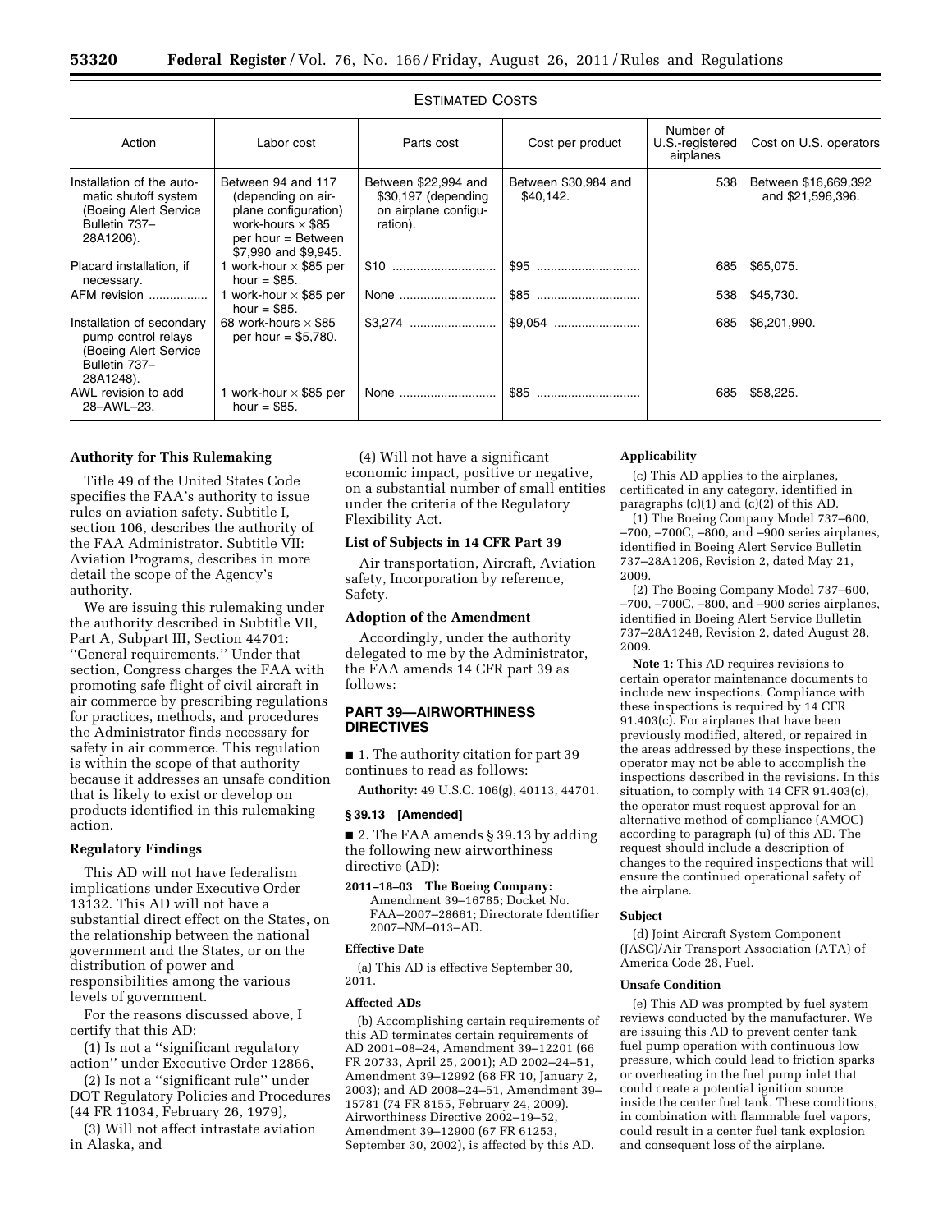ESTIMATED COSTS

| Action | Labor cost | Parts cost | Cost per product | Number of U.S.-registered airplanes | Cost on U.S. operators |
|---|---|---|---|---|---|
| Installation of the automatic shutoff system (Boeing Alert Service Bulletin 737–28A1206). | Between 94 and 117 (depending on airplane configuration) work-hours × $85 per hour = Between $7,990 and $9,945. | Between $22,994 and $30,197 (depending on airplane configuration). | Between $30,984 and $40,142. | 538 | Between $16,669,392 and $21,596,396. |
| Placard installation, if necessary. | 1 work-hour × $85 per hour = $85. | $10 | $95 | 685 | $65,075. |
| AFM revision | 1 work-hour × $85 per hour = $85. | None | $85 | 538 | $45,730. |
| Installation of secondary pump control relays (Boeing Alert Service Bulletin 737–28A1248). | 68 work-hours × $85 per hour = $5,780. | $3,274 | $9,054 | 685 | $6,201,990. |
| AWL revision to add 28–AWL–23. | 1 work-hour × $85 per hour = $85. | None | $85 | 685 | $58,225. |

**Authority for This Rulemaking**

Title 49 of the United States Code specifies the FAA's authority to issue rules on aviation safety. Subtitle I, section 106, describes the authority of the FAA Administrator. Subtitle VII: Aviation Programs, describes in more detail the scope of the Agency's authority.

We are issuing this rulemaking under the authority described in Subtitle VII, Part A, Subpart III, Section 44701: "General requirements." Under that section, Congress charges the FAA with promoting safe flight of civil aircraft in air commerce by prescribing regulations for practices, methods, and procedures the Administrator finds necessary for safety in air commerce. This regulation is within the scope of that authority because it addresses an unsafe condition that is likely to exist or develop on products identified in this rulemaking action.

**Regulatory Findings**

This AD will not have federalism implications under Executive Order 13132. This AD will not have a substantial direct effect on the States, on the relationship between the national government and the States, or on the distribution of power and responsibilities among the various levels of government.

For the reasons discussed above, I certify that this AD:

(1) Is not a "significant regulatory action" under Executive Order 12866,

(2) Is not a "significant rule" under DOT Regulatory Policies and Procedures (44 FR 11034, February 26, 1979),

(3) Will not affect intrastate aviation in Alaska, and

(4) Will not have a significant economic impact, positive or negative, on a substantial number of small entities under the criteria of the Regulatory Flexibility Act.

**List of Subjects in 14 CFR Part 39**

Air transportation, Aircraft, Aviation safety, Incorporation by reference, Safety.

**Adoption of the Amendment**

Accordingly, under the authority delegated to me by the Administrator, the FAA amends 14 CFR part 39 as follows:

## PART 39—AIRWORTHINESS DIRECTIVES

■ 1. The authority citation for part 39 continues to read as follows:

**Authority:** 49 U.S.C. 106(g), 40113, 44701.

**§ 39.13 [Amended]**

■ 2. The FAA amends § 39.13 by adding the following new airworthiness directive (AD):

**2011–18–03 The Boeing Company:** Amendment 39–16785; Docket No. FAA–2007–28661; Directorate Identifier 2007–NM–013–AD.

**Effective Date**

(a) This AD is effective September 30, 2011.

**Affected ADs**

(b) Accomplishing certain requirements of this AD terminates certain requirements of AD 2001–08–24, Amendment 39–12201 (66 FR 20733, April 25, 2001); AD 2002–24–51, Amendment 39–12992 (68 FR 10, January 2, 2003); and AD 2008–24–51, Amendment 39–15781 (74 FR 8155, February 24, 2009). Airworthiness Directive 2002–19–52, Amendment 39–12900 (67 FR 61253, September 30, 2002), is affected by this AD.

**Applicability**

(c) This AD applies to the airplanes, certificated in any category, identified in paragraphs (c)(1) and (c)(2) of this AD.

(1) The Boeing Company Model 737–600, –700, –700C, –800, and –900 series airplanes, identified in Boeing Alert Service Bulletin 737–28A1206, Revision 2, dated May 21, 2009.

(2) The Boeing Company Model 737–600, –700, –700C, –800, and –900 series airplanes, identified in Boeing Alert Service Bulletin 737–28A1248, Revision 2, dated August 28, 2009.

**Note 1:** This AD requires revisions to certain operator maintenance documents to include new inspections. Compliance with these inspections is required by 14 CFR 91.403(c). For airplanes that have been previously modified, altered, or repaired in the areas addressed by these inspections, the operator may not be able to accomplish the inspections described in the revisions. In this situation, to comply with 14 CFR 91.403(c), the operator must request approval for an alternative method of compliance (AMOC) according to paragraph (u) of this AD. The request should include a description of changes to the required inspections that will ensure the continued operational safety of the airplane.

**Subject**

(d) Joint Aircraft System Component (JASC)/Air Transport Association (ATA) of America Code 28, Fuel.

**Unsafe Condition**

(e) This AD was prompted by fuel system reviews conducted by the manufacturer. We are issuing this AD to prevent center tank fuel pump operation with continuous low pressure, which could lead to friction sparks or overheating in the fuel pump inlet that could create a potential ignition source inside the center fuel tank. These conditions, in combination with flammable fuel vapors, could result in a center fuel tank explosion and consequent loss of the airplane.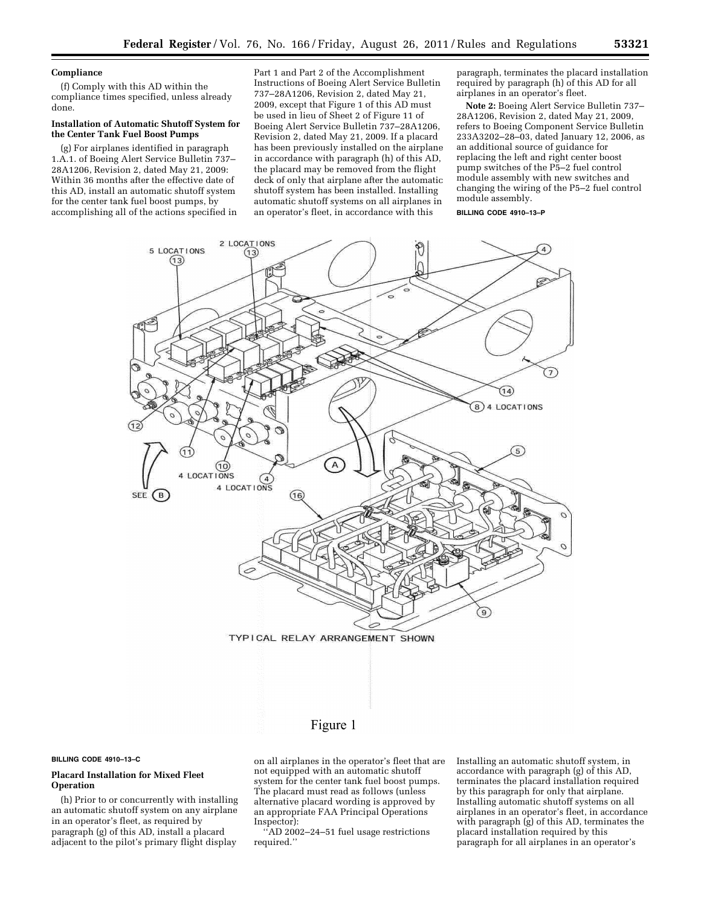## Compliance

(f) Comply with this AD within the compliance times specified, unless already done.

### Installation of Automatic Shutoff System for the Center Tank Fuel Boost Pumps

(g) For airplanes identified in paragraph 1.A.1. of Boeing Alert Service Bulletin 737–28A1206, Revision 2, dated May 21, 2009: Within 36 months after the effective date of this AD, install an automatic shutoff system for the center tank fuel boost pumps, by accomplishing all of the actions specified in Part 1 and Part 2 of the Accomplishment Instructions of Boeing Alert Service Bulletin 737–28A1206, Revision 2, dated May 21, 2009, except that Figure 1 of this AD must be used in lieu of Sheet 2 of Figure 11 of Boeing Alert Service Bulletin 737–28A1206, Revision 2, dated May 21, 2009. If a placard has been previously installed on the airplane in accordance with paragraph (h) of this AD, the placard may be removed from the flight deck of only that airplane after the automatic shutoff system has been installed. Installing automatic shutoff systems on all airplanes in an operator's fleet, in accordance with this paragraph, terminates the placard installation required by paragraph (h) of this AD for all airplanes in an operator's fleet.

**Note 2:** Boeing Alert Service Bulletin 737–28A1206, Revision 2, dated May 21, 2009, refers to Boeing Component Service Bulletin 233A3202–28–03, dated January 12, 2006, as an additional source of guidance for replacing the left and right center boost pump switches of the P5–2 fuel control module assembly with new switches and changing the wiring of the P5–2 fuel control module assembly.

BILLING CODE 4910–13–P

Figure 1

BILLING CODE 4910–13–C

### Placard Installation for Mixed Fleet Operation

(h) Prior to or concurrently with installing an automatic shutoff system on any airplane in an operator's fleet, as required by paragraph (g) of this AD, install a placard adjacent to the pilot's primary flight display on all airplanes in the operator's fleet that are not equipped with an automatic shutoff system for the center tank fuel boost pumps. The placard must read as follows (unless alternative placard wording is approved by an appropriate FAA Principal Operations Inspector):

''AD 2002–24–51 fuel usage restrictions required.''

Installing an automatic shutoff system, in accordance with paragraph (g) of this AD, terminates the placard installation required by this paragraph for only that airplane. Installing automatic shutoff systems on all airplanes in an operator's fleet, in accordance with paragraph (g) of this AD, terminates the placard installation required by this paragraph for all airplanes in an operator's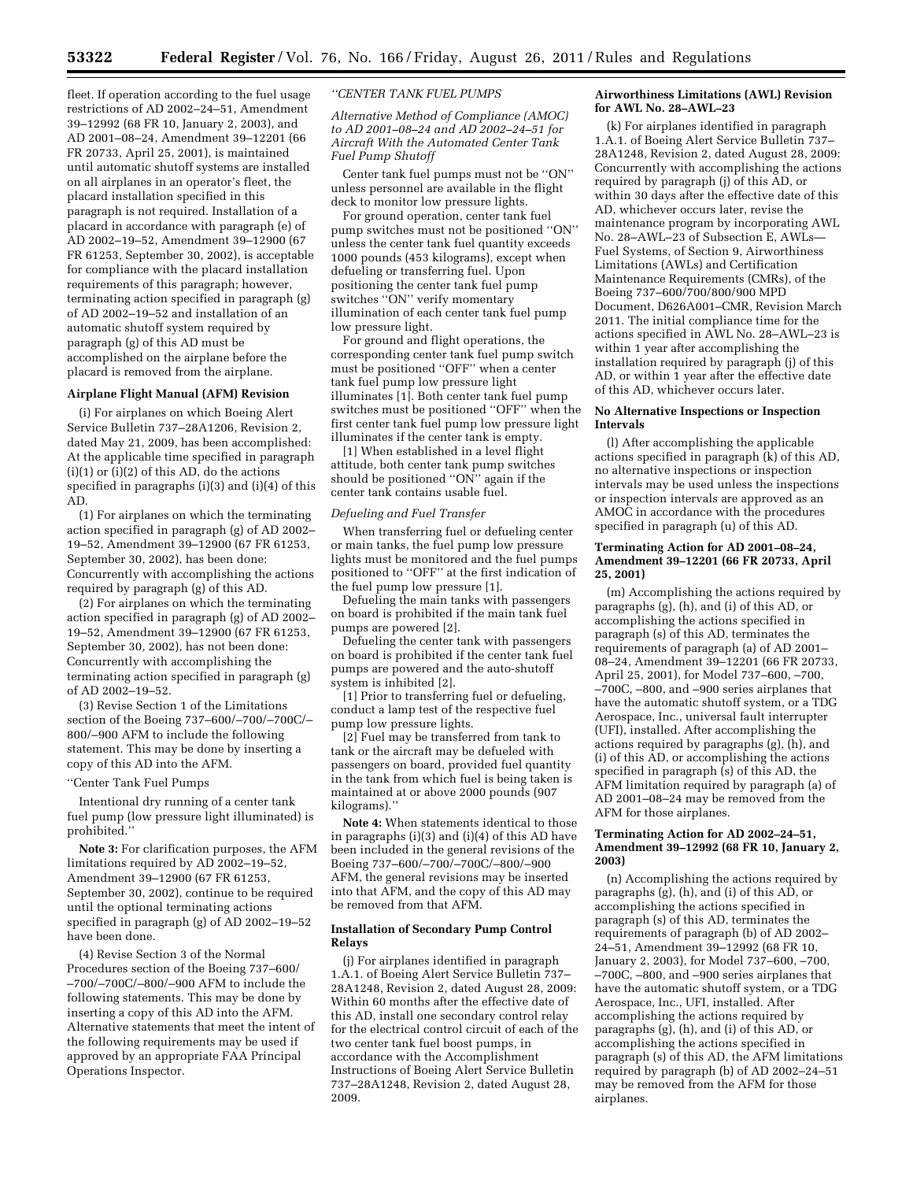fleet. If operation according to the fuel usage restrictions of AD 2002–24–51, Amendment 39–12992 (68 FR 10, January 2, 2003), and AD 2001–08–24, Amendment 39–12201 (66 FR 20733, April 25, 2001), is maintained until automatic shutoff systems are installed on all airplanes in an operator's fleet, the placard installation specified in this paragraph is not required. Installation of a placard in accordance with paragraph (e) of AD 2002–19–52, Amendment 39–12900 (67 FR 61253, September 30, 2002), is acceptable for compliance with the placard installation requirements of this paragraph; however, terminating action specified in paragraph (g) of AD 2002–19–52 and installation of an automatic shutoff system required by paragraph (g) of this AD must be accomplished on the airplane before the placard is removed from the airplane.

**Airplane Flight Manual (AFM) Revision**

(i) For airplanes on which Boeing Alert Service Bulletin 737–28A1206, Revision 2, dated May 21, 2009, has been accomplished: At the applicable time specified in paragraph (i)(1) or (i)(2) of this AD, do the actions specified in paragraphs (i)(3) and (i)(4) of this AD.

(1) For airplanes on which the terminating action specified in paragraph (g) of AD 2002–19–52, Amendment 39–12900 (67 FR 61253, September 30, 2002), has been done: Concurrently with accomplishing the actions required by paragraph (g) of this AD.

(2) For airplanes on which the terminating action specified in paragraph (g) of AD 2002–19–52, Amendment 39–12900 (67 FR 61253, September 30, 2002), has not been done: Concurrently with accomplishing the terminating action specified in paragraph (g) of AD 2002–19–52.

(3) Revise Section 1 of the Limitations section of the Boeing 737–600/–700/–700C/–800/–900 AFM to include the following statement. This may be done by inserting a copy of this AD into the AFM.

''Center Tank Fuel Pumps

Intentional dry running of a center tank fuel pump (low pressure light illuminated) is prohibited.''

**Note 3:** For clarification purposes, the AFM limitations required by AD 2002–19–52, Amendment 39–12900 (67 FR 61253, September 30, 2002), continue to be required until the optional terminating actions specified in paragraph (g) of AD 2002–19–52 have been done.

(4) Revise Section 3 of the Normal Procedures section of the Boeing 737–600/–700/–700C/–800/–900 AFM to include the following statements. This may be done by inserting a copy of this AD into the AFM. Alternative statements that meet the intent of the following requirements may be used if approved by an appropriate FAA Principal Operations Inspector.

*''CENTER TANK FUEL PUMPS*

*Alternative Method of Compliance (AMOC) to AD 2001–08–24 and AD 2002–24–51 for Aircraft With the Automated Center Tank Fuel Pump Shutoff*

Center tank fuel pumps must not be ''ON'' unless personnel are available in the flight deck to monitor low pressure lights.

For ground operation, center tank fuel pump switches must not be positioned ''ON'' unless the center tank fuel quantity exceeds 1000 pounds (453 kilograms), except when defueling or transferring fuel. Upon positioning the center tank fuel pump switches ''ON'' verify momentary illumination of each center tank fuel pump low pressure light.

For ground and flight operations, the corresponding center tank fuel pump switch must be positioned ''OFF'' when a center tank fuel pump low pressure light illuminates [1]. Both center tank fuel pump switches must be positioned ''OFF'' when the first center tank fuel pump low pressure light illuminates if the center tank is empty.

[1] When established in a level flight attitude, both center tank pump switches should be positioned ''ON'' again if the center tank contains usable fuel.

*Defueling and Fuel Transfer*

When transferring fuel or defueling center or main tanks, the fuel pump low pressure lights must be monitored and the fuel pumps positioned to ''OFF'' at the first indication of the fuel pump low pressure [1].

Defueling the main tanks with passengers on board is prohibited if the main tank fuel pumps are powered [2].

Defueling the center tank with passengers on board is prohibited if the center tank fuel pumps are powered and the auto-shutoff system is inhibited [2].

[1] Prior to transferring fuel or defueling, conduct a lamp test of the respective fuel pump low pressure lights.

[2] Fuel may be transferred from tank to tank or the aircraft may be defueled with passengers on board, provided fuel quantity in the tank from which fuel is being taken is maintained at or above 2000 pounds (907 kilograms).''

**Note 4:** When statements identical to those in paragraphs (i)(3) and (i)(4) of this AD have been included in the general revisions of the Boeing 737–600/–700/–700C/–800/–900 AFM, the general revisions may be inserted into that AFM, and the copy of this AD may be removed from that AFM.

**Installation of Secondary Pump Control Relays**

(j) For airplanes identified in paragraph 1.A.1. of Boeing Alert Service Bulletin 737–28A1248, Revision 2, dated August 28, 2009: Within 60 months after the effective date of this AD, install one secondary control relay for the electrical control circuit of each of the two center tank fuel boost pumps, in accordance with the Accomplishment Instructions of Boeing Alert Service Bulletin 737–28A1248, Revision 2, dated August 28, 2009.

**Airworthiness Limitations (AWL) Revision for AWL No. 28–AWL–23**

(k) For airplanes identified in paragraph 1.A.1. of Boeing Alert Service Bulletin 737–28A1248, Revision 2, dated August 28, 2009: Concurrently with accomplishing the actions required by paragraph (j) of this AD, or within 30 days after the effective date of this AD, whichever occurs later, revise the maintenance program by incorporating AWL No. 28–AWL–23 of Subsection E, AWLs—Fuel Systems, of Section 9, Airworthiness Limitations (AWLs) and Certification Maintenance Requirements (CMRs), of the Boeing 737–600/700/800/900 MPD Document, D626A001–CMR, Revision March 2011. The initial compliance time for the actions specified in AWL No. 28–AWL–23 is within 1 year after accomplishing the installation required by paragraph (j) of this AD, or within 1 year after the effective date of this AD, whichever occurs later.

**No Alternative Inspections or Inspection Intervals**

(l) After accomplishing the applicable actions specified in paragraph (k) of this AD, no alternative inspections or inspection intervals may be used unless the inspections or inspection intervals are approved as an AMOC in accordance with the procedures specified in paragraph (u) of this AD.

**Terminating Action for AD 2001–08–24, Amendment 39–12201 (66 FR 20733, April 25, 2001)**

(m) Accomplishing the actions required by paragraphs (g), (h), and (i) of this AD, or accomplishing the actions specified in paragraph (s) of this AD, terminates the requirements of paragraph (a) of AD 2001–08–24, Amendment 39–12201 (66 FR 20733, April 25, 2001), for Model 737–600, –700, –700C, –800, and –900 series airplanes that have the automatic shutoff system, or a TDG Aerospace, Inc., universal fault interrupter (UFI), installed. After accomplishing the actions required by paragraphs (g), (h), and (i) of this AD, or accomplishing the actions specified in paragraph (s) of this AD, the AFM limitation required by paragraph (a) of AD 2001–08–24 may be removed from the AFM for those airplanes.

**Terminating Action for AD 2002–24–51, Amendment 39–12992 (68 FR 10, January 2, 2003)**

(n) Accomplishing the actions required by paragraphs (g), (h), and (i) of this AD, or accomplishing the actions specified in paragraph (s) of this AD, terminates the requirements of paragraph (b) of AD 2002–24–51, Amendment 39–12992 (68 FR 10, January 2, 2003), for Model 737–600, –700, –700C, –800, and –900 series airplanes that have the automatic shutoff system, or a TDG Aerospace, Inc., UFI, installed. After accomplishing the actions required by paragraphs (g), (h), and (i) of this AD, or accomplishing the actions specified in paragraph (s) of this AD, the AFM limitations required by paragraph (b) of AD 2002–24–51 may be removed from the AFM for those airplanes.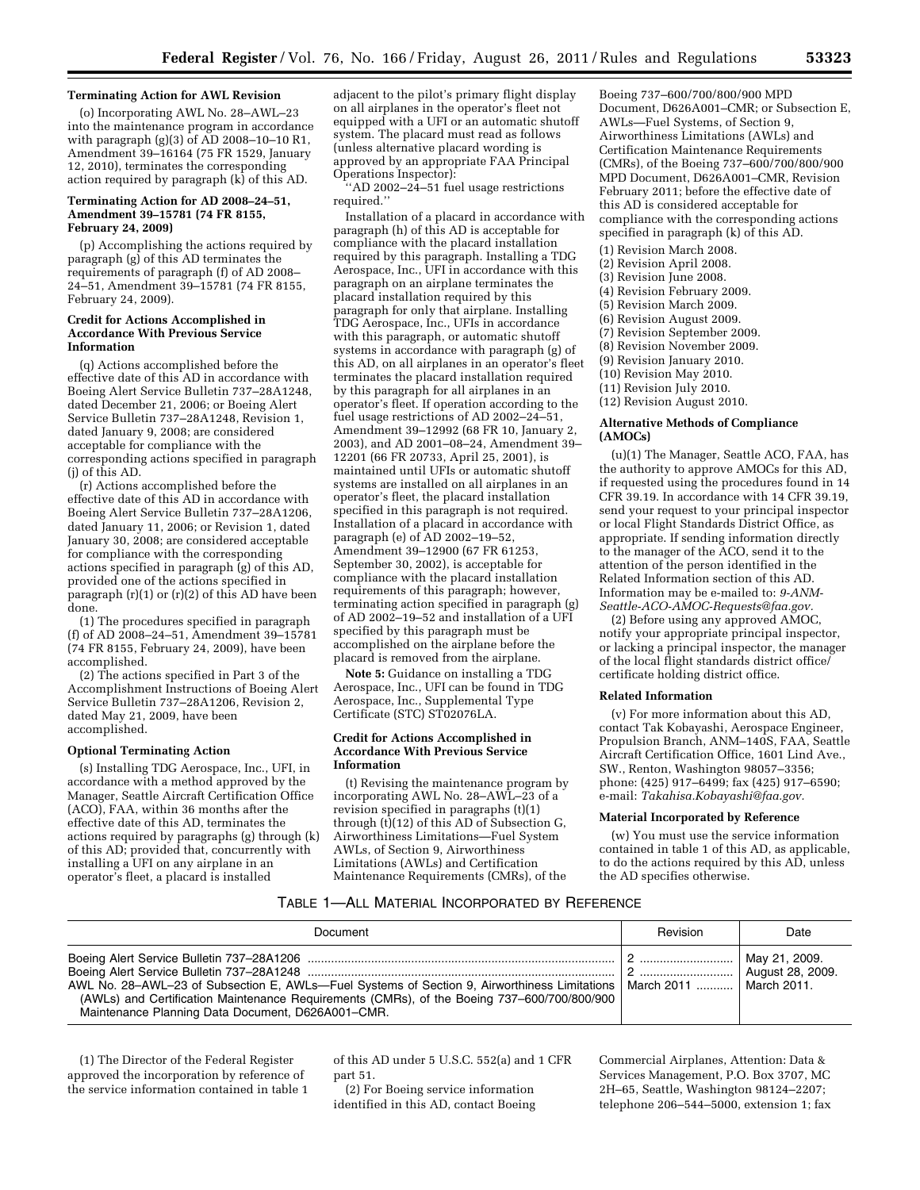### Terminating Action for AWL Revision

(o) Incorporating AWL No. 28–AWL–23 into the maintenance program in accordance with paragraph (g)(3) of AD 2008–10–10 R1, Amendment 39–16164 (75 FR 1529, January 12, 2010), terminates the corresponding action required by paragraph (k) of this AD.

### Terminating Action for AD 2008–24–51, Amendment 39–15781 (74 FR 8155, February 24, 2009)

(p) Accomplishing the actions required by paragraph (g) of this AD terminates the requirements of paragraph (f) of AD 2008–24–51, Amendment 39–15781 (74 FR 8155, February 24, 2009).

### Credit for Actions Accomplished in Accordance With Previous Service Information

(q) Actions accomplished before the effective date of this AD in accordance with Boeing Alert Service Bulletin 737–28A1248, dated December 21, 2006; or Boeing Alert Service Bulletin 737–28A1248, Revision 1, dated January 9, 2008; are considered acceptable for compliance with the corresponding actions specified in paragraph (j) of this AD.

(r) Actions accomplished before the effective date of this AD in accordance with Boeing Alert Service Bulletin 737–28A1206, dated January 11, 2006; or Revision 1, dated January 30, 2008; are considered acceptable for compliance with the corresponding actions specified in paragraph (g) of this AD, provided that one of the actions specified in paragraph (r)(1) or (r)(2) of this AD have been done.

(1) The procedures specified in paragraph (f) of AD 2008–24–51, Amendment 39–15781 (74 FR 8155, February 24, 2009), have been accomplished.

(2) The actions specified in Part 3 of the Accomplishment Instructions of Boeing Alert Service Bulletin 737–28A1206, Revision 2, dated May 21, 2009, have been accomplished.

### Optional Terminating Action

(s) Installing TDG Aerospace, Inc., UFI, in accordance with a method approved by the Manager, Seattle Aircraft Certification Office (ACO), FAA, within 36 months after the effective date of this AD, terminates the actions required by paragraphs (g) through (k) of this AD; provided that, concurrently with installing a UFI on any airplane in an operator's fleet, a placard is installed adjacent to the pilot's primary flight display on all airplanes in the operator's fleet not equipped with a UFI or an automatic shutoff system. The placard must read as follows (unless alternative placard wording is approved by an appropriate FAA Principal Operations Inspector):

"AD 2002–24–51 fuel usage restrictions required."

Installation of a placard in accordance with paragraph (h) of this AD is acceptable for compliance with the placard installation required by this paragraph. Installing a TDG Aerospace, Inc., UFI in accordance with this paragraph on an airplane terminates the placard installation required by this paragraph for only that airplane. Installing TDG Aerospace, Inc., UFIs in accordance with this paragraph, or automatic shutoff systems in accordance with paragraph (g) of this AD, on all airplanes in an operator's fleet terminates the placard installation required by this paragraph for all airplanes in an operator's fleet. If operation according to the fuel usage restrictions of AD 2002–24–51, Amendment 39–12992 (68 FR 10, January 2, 2003), and AD 2001–08–24, Amendment 39–12201 (66 FR 20733, April 25, 2001), is maintained until UFIs or automatic shutoff systems are installed on all airplanes in an operator's fleet, the placard installation specified in this paragraph is not required. Installation of a placard in accordance with paragraph (e) of AD 2002–19–52, Amendment 39–12900 (67 FR 61253, September 30, 2002), is acceptable for compliance with the placard installation requirements of this paragraph; however, terminating action specified in paragraph (g) of AD 2002–19–52 and installation of a UFI specified by this paragraph must be accomplished on the airplane before the placard is removed from the airplane.

**Note 5:** Guidance on installing a TDG Aerospace, Inc., UFI can be found in TDG Aerospace, Inc., Supplemental Type Certificate (STC) ST02076LA.

### Credit for Actions Accomplished in Accordance With Previous Service Information

(t) Revising the maintenance program by incorporating AWL No. 28–AWL–23 of a revision specified in paragraphs (t)(1) through (t)(12) of this AD of Subsection G, Airworthiness Limitations—Fuel System AWLs, of Section 9, Airworthiness Limitations (AWLs) and Certification Maintenance Requirements (CMRs), of the Boeing 737–600/700/800/900 MPD Document, D626A001–CMR; or Subsection E, AWLs—Fuel Systems, of Section 9, Airworthiness Limitations (AWLs) and Certification Maintenance Requirements (CMRs), of the Boeing 737–600/700/800/900 MPD Document, D626A001–CMR, Revision February 2011; before the effective date of this AD is considered acceptable for compliance with the corresponding actions specified in paragraph (k) of this AD.

(1) Revision March 2008.
(2) Revision April 2008.
(3) Revision June 2008.
(4) Revision February 2009.
(5) Revision March 2009.
(6) Revision August 2009.
(7) Revision September 2009.
(8) Revision November 2009.
(9) Revision January 2010.
(10) Revision May 2010.
(11) Revision July 2010.
(12) Revision August 2010.

### Alternative Methods of Compliance (AMOCs)

(u)(1) The Manager, Seattle ACO, FAA, has the authority to approve AMOCs for this AD, if requested using the procedures found in 14 CFR 39.19. In accordance with 14 CFR 39.19, send your request to your principal inspector or local Flight Standards District Office, as appropriate. If sending information directly to the manager of the ACO, send it to the attention of the person identified in the Related Information section of this AD. Information may be e-mailed to: *9-ANM-Seattle-ACO-AMOC-Requests@faa.gov.*

(2) Before using any approved AMOC, notify your appropriate principal inspector, or lacking a principal inspector, the manager of the local flight standards district office/certificate holding district office.

### Related Information

(v) For more information about this AD, contact Tak Kobayashi, Aerospace Engineer, Propulsion Branch, ANM–140S, FAA, Seattle Aircraft Certification Office, 1601 Lind Ave., SW., Renton, Washington 98057–3356; phone: (425) 917–6499; fax (425) 917–6590; e-mail: *Takahisa.Kobayashi@faa.gov.*

### Material Incorporated by Reference

(w) You must use the service information contained in table 1 of this AD, as applicable, to do the actions required by this AD, unless the AD specifies otherwise.

TABLE 1—ALL MATERIAL INCORPORATED BY REFERENCE

| Document | Revision | Date |
|---|---|---|
| Boeing Alert Service Bulletin 737–28A1206 | 2 | May 21, 2009. |
| Boeing Alert Service Bulletin 737–28A1248 | 2 | August 28, 2009. |
| AWL No. 28–AWL–23 of Subsection E, AWLs—Fuel Systems of Section 9, Airworthiness Limitations (AWLs) and Certification Maintenance Requirements (CMRs), of the Boeing 737–600/700/800/900 Maintenance Planning Data Document, D626A001–CMR. | March 2011 | March 2011. |

(1) The Director of the Federal Register approved the incorporation by reference of the service information contained in table 1 of this AD under 5 U.S.C. 552(a) and 1 CFR part 51.

(2) For Boeing service information identified in this AD, contact Boeing Commercial Airplanes, Attention: Data & Services Management, P.O. Box 3707, MC 2H–65, Seattle, Washington 98124–2207; telephone 206–544–5000, extension 1; fax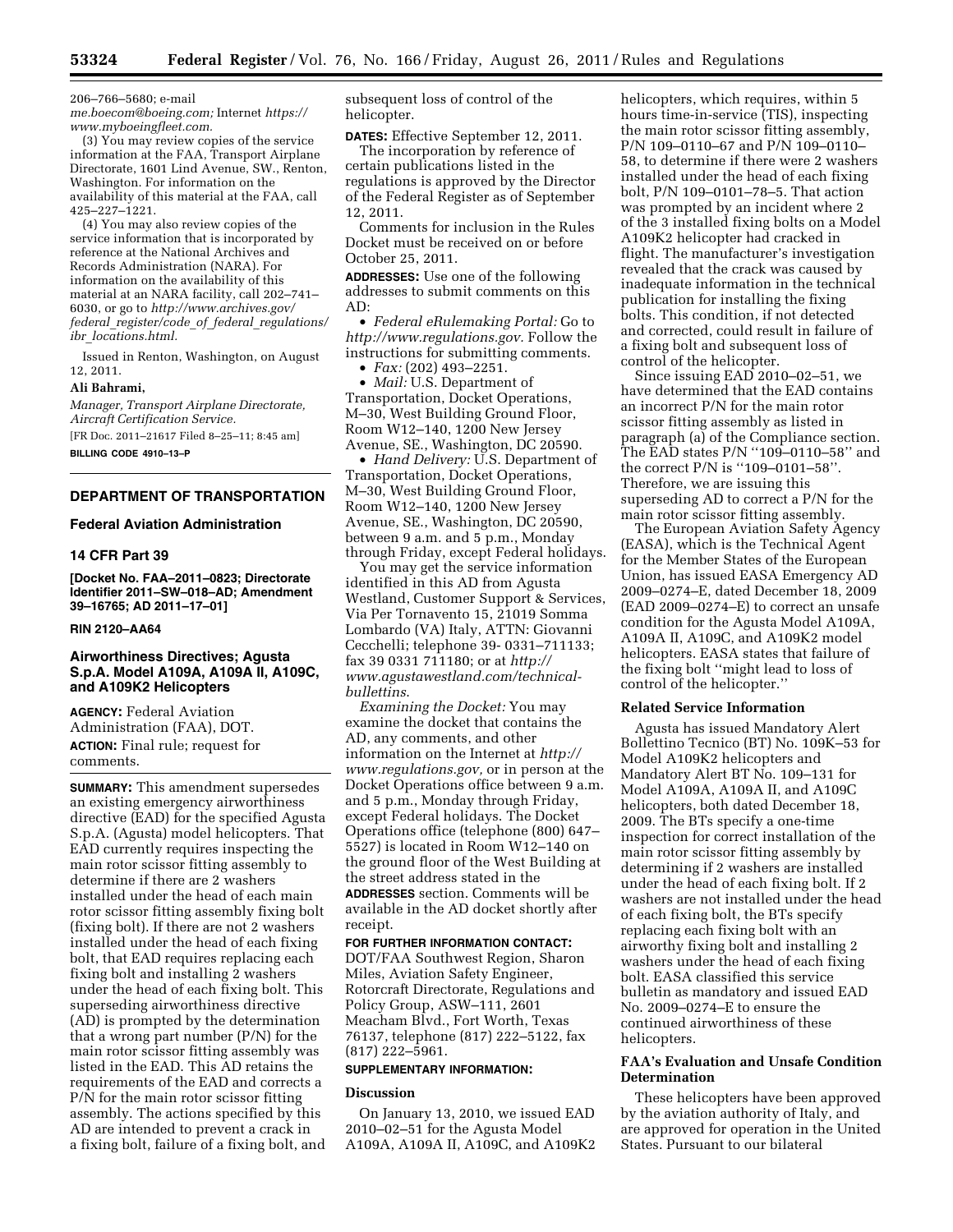206–766–5680; e-mail *me.boecom@boeing.com;* Internet *https://www.myboeingfleet.com.*

(3) You may review copies of the service information at the FAA, Transport Airplane Directorate, 1601 Lind Avenue, SW., Renton, Washington. For information on the availability of this material at the FAA, call 425–227–1221.

(4) You may also review copies of the service information that is incorporated by reference at the National Archives and Records Administration (NARA). For information on the availability of this material at an NARA facility, call 202–741–6030, or go to *http://www.archives.gov/federal_register/code_of_federal_regulations/ibr_locations.html.*

Issued in Renton, Washington, on August 12, 2011.

**Ali Bahrami,**

*Manager, Transport Airplane Directorate, Aircraft Certification Service.*

[FR Doc. 2011–21617 Filed 8–25–11; 8:45 am]

**BILLING CODE 4910–13–P**

---

## DEPARTMENT OF TRANSPORTATION

### Federal Aviation Administration

### 14 CFR Part 39

**[Docket No. FAA–2011–0823; Directorate Identifier 2011–SW–018–AD; Amendment 39–16765; AD 2011–17–01]**

**RIN 2120–AA64**

### Airworthiness Directives; Agusta S.p.A. Model A109A, A109A II, A109C, and A109K2 Helicopters

**AGENCY:** Federal Aviation Administration (FAA), DOT.

**ACTION:** Final rule; request for comments.

**SUMMARY:** This amendment supersedes an existing emergency airworthiness directive (EAD) for the specified Agusta S.p.A. (Agusta) model helicopters. That EAD currently requires inspecting the main rotor scissor fitting assembly to determine if there are 2 washers installed under the head of each main rotor scissor fitting assembly fixing bolt (fixing bolt). If there are not 2 washers installed under the head of each fixing bolt, that EAD requires replacing each fixing bolt and installing 2 washers under the head of each fixing bolt. This superseding airworthiness directive (AD) is prompted by the determination that a wrong part number (P/N) for the main rotor scissor fitting assembly was listed in the EAD. This AD retains the requirements of the EAD and corrects a P/N for the main rotor scissor fitting assembly. The actions specified by this AD are intended to prevent a crack in a fixing bolt, failure of a fixing bolt, and subsequent loss of control of the helicopter.

**DATES:** Effective September 12, 2011.

The incorporation by reference of certain publications listed in the regulations is approved by the Director of the Federal Register as of September 12, 2011.

Comments for inclusion in the Rules Docket must be received on or before October 25, 2011.

**ADDRESSES:** Use one of the following addresses to submit comments on this AD:

- *Federal eRulemaking Portal:* Go to *http://www.regulations.gov.* Follow the instructions for submitting comments.
- *Fax:* (202) 493–2251.
- *Mail:* U.S. Department of Transportation, Docket Operations, M–30, West Building Ground Floor, Room W12–140, 1200 New Jersey Avenue, SE., Washington, DC 20590.
- *Hand Delivery:* U.S. Department of Transportation, Docket Operations, M–30, West Building Ground Floor, Room W12–140, 1200 New Jersey Avenue, SE., Washington, DC 20590, between 9 a.m. and 5 p.m., Monday through Friday, except Federal holidays.

You may get the service information identified in this AD from Agusta Westland, Customer Support & Services, Via Per Tornavento 15, 21019 Somma Lombardo (VA) Italy, ATTN: Giovanni Cecchelli; telephone 39- 0331–711133; fax 39 0331 711180; or at *http://www.agustawestland.com/technical-bullettins.*

*Examining the Docket:* You may examine the docket that contains the AD, any comments, and other information on the Internet at *http://www.regulations.gov,* or in person at the Docket Operations office between 9 a.m. and 5 p.m., Monday through Friday, except Federal holidays. The Docket Operations office (telephone (800) 647–5527) is located in Room W12–140 on the ground floor of the West Building at the street address stated in the **ADDRESSES** section. Comments will be available in the AD docket shortly after receipt.

**FOR FURTHER INFORMATION CONTACT:** DOT/FAA Southwest Region, Sharon Miles, Aviation Safety Engineer, Rotorcraft Directorate, Regulations and Policy Group, ASW–111, 2601 Meacham Blvd., Fort Worth, Texas 76137, telephone (817) 222–5122, fax (817) 222–5961.

**SUPPLEMENTARY INFORMATION:**

#### Discussion

On January 13, 2010, we issued EAD 2010–02–51 for the Agusta Model A109A, A109A II, A109C, and A109K2 helicopters, which requires, within 5 hours time-in-service (TIS), inspecting the main rotor scissor fitting assembly, P/N 109–0110–67 and P/N 109–0110–58, to determine if there were 2 washers installed under the head of each fixing bolt, P/N 109–0101–78–5. That action was prompted by an incident where 2 of the 3 installed fixing bolts on a Model A109K2 helicopter had cracked in flight. The manufacturer's investigation revealed that the crack was caused by inadequate information in the technical publication for installing the fixing bolts. This condition, if not detected and corrected, could result in failure of a fixing bolt and subsequent loss of control of the helicopter.

Since issuing EAD 2010–02–51, we have determined that the EAD contains an incorrect P/N for the main rotor scissor fitting assembly as listed in paragraph (a) of the Compliance section. The EAD states P/N ''109–0110–58'' and the correct P/N is ''109–0101–58''. Therefore, we are issuing this superseding AD to correct a P/N for the main rotor scissor fitting assembly.

The European Aviation Safety Agency (EASA), which is the Technical Agent for the Member States of the European Union, has issued EASA Emergency AD 2009–0274–E, dated December 18, 2009 (EAD 2009–0274–E) to correct an unsafe condition for the Agusta Model A109A, A109A II, A109C, and A109K2 model helicopters. EASA states that failure of the fixing bolt ''might lead to loss of control of the helicopter.''

#### Related Service Information

Agusta has issued Mandatory Alert Bollettino Tecnico (BT) No. 109K–53 for Model A109K2 helicopters and Mandatory Alert BT No. 109–131 for Model A109A, A109A II, and A109C helicopters, both dated December 18, 2009. The BTs specify a one-time inspection for correct installation of the main rotor scissor fitting assembly by determining if 2 washers are installed under the head of each fixing bolt. If 2 washers are not installed under the head of each fixing bolt, the BTs specify replacing each fixing bolt with an airworthy fixing bolt and installing 2 washers under the head of each fixing bolt. EASA classified this service bulletin as mandatory and issued EAD No. 2009–0274–E to ensure the continued airworthiness of these helicopters.

#### FAA's Evaluation and Unsafe Condition Determination

These helicopters have been approved by the aviation authority of Italy, and are approved for operation in the United States. Pursuant to our bilateral